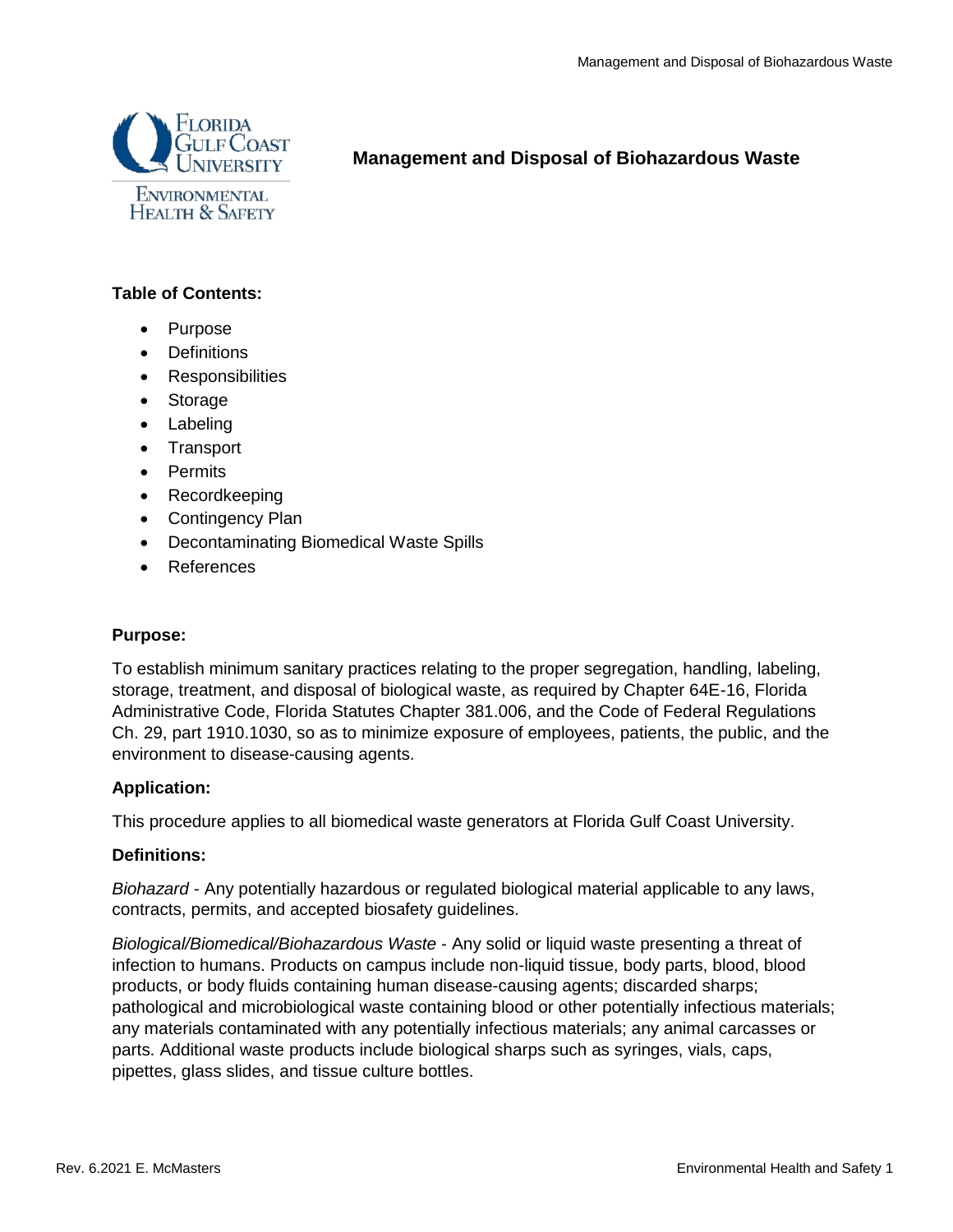# Management and Disposal of Biohazardous Waste

**Table of Contents:**

- Purpose
- Definitions
- Responsibilities
- Storage
- Labeling
- Transport
- Permits
- Recordkeeping
- Contingency Plan
- Decontaminating Biomedical Waste Spills
- References

**Purpose:**

To establish minimum sanitary practices relating to the proper segregation, handling, labeling, storage, treatment, and disposal of biological waste, as required by Chapter 64E-16, Florida Administrative Code, Florida Statutes Chapter 381.006, and the Code of Federal Regulations Ch. 29, part 1910.1030, so as to minimize exposure of employees, patients, the public, and the environment to disease-causing agents.

**Application:**

This procedure applies to all biomedical waste generators at Florida Gulf Coast University.

**Definitions:**

*Biohazard* - Any potentially hazardous or regulated biological material applicable to any laws, contracts, permits, and accepted biosafety guidelines.

*Biological/Biomedical/Biohazardous Waste* - Any solid or liquid waste presenting a threat of infection to humans. Products on campus include non-liquid tissue, body parts, blood, blood products, or body fluids containing human disease-causing agents; discarded sharps; pathological and microbiological waste containing blood or other potentially infectious materials; any materials contaminated with any potentially infectious materials; any animal carcasses or parts. Additional waste products include biological sharps such as syringes, vials, caps, pipettes, glass slides, and tissue culture bottles.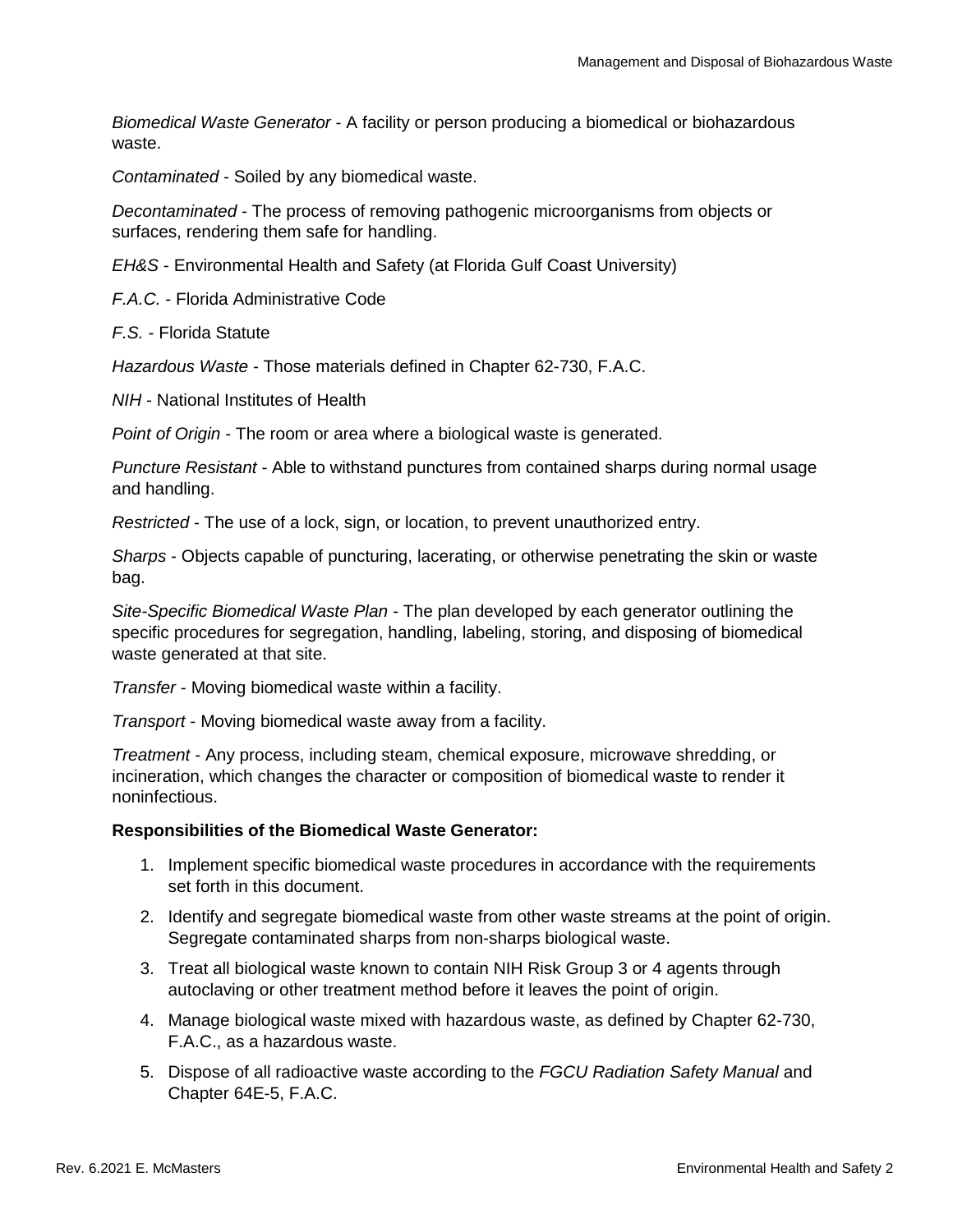*Biomedical Waste Generator* - A facility or person producing a biomedical or biohazardous waste.

*Contaminated* - Soiled by any biomedical waste.

*Decontaminated* - The process of removing pathogenic microorganisms from objects or surfaces, rendering them safe for handling.

*EH&S* - Environmental Health and Safety (at Florida Gulf Coast University)

*F.A.C.* - Florida Administrative Code

*F.S.* - Florida Statute

*Hazardous Waste* - Those materials defined in Chapter 62-730, F.A.C.

*NIH* - National Institutes of Health

*Point of Origin* - The room or area where a biological waste is generated.

*Puncture Resistant* - Able to withstand punctures from contained sharps during normal usage and handling.

*Restricted* - The use of a lock, sign, or location, to prevent unauthorized entry.

*Sharps* - Objects capable of puncturing, lacerating, or otherwise penetrating the skin or waste bag.

*Site-Specific Biomedical Waste Plan* - The plan developed by each generator outlining the specific procedures for segregation, handling, labeling, storing, and disposing of biomedical waste generated at that site.

*Transfer* - Moving biomedical waste within a facility.

*Transport* - Moving biomedical waste away from a facility.

*Treatment* - Any process, including steam, chemical exposure, microwave shredding, or incineration, which changes the character or composition of biomedical waste to render it noninfectious.

**Responsibilities of the Biomedical Waste Generator:**

1. Implement specific biomedical waste procedures in accordance with the requirements set forth in this document.
2. Identify and segregate biomedical waste from other waste streams at the point of origin. Segregate contaminated sharps from non-sharps biological waste.
3. Treat all biological waste known to contain NIH Risk Group 3 or 4 agents through autoclaving or other treatment method before it leaves the point of origin.
4. Manage biological waste mixed with hazardous waste, as defined by Chapter 62-730, F.A.C., as a hazardous waste.
5. Dispose of all radioactive waste according to the *FGCU Radiation Safety Manual* and Chapter 64E-5, F.A.C.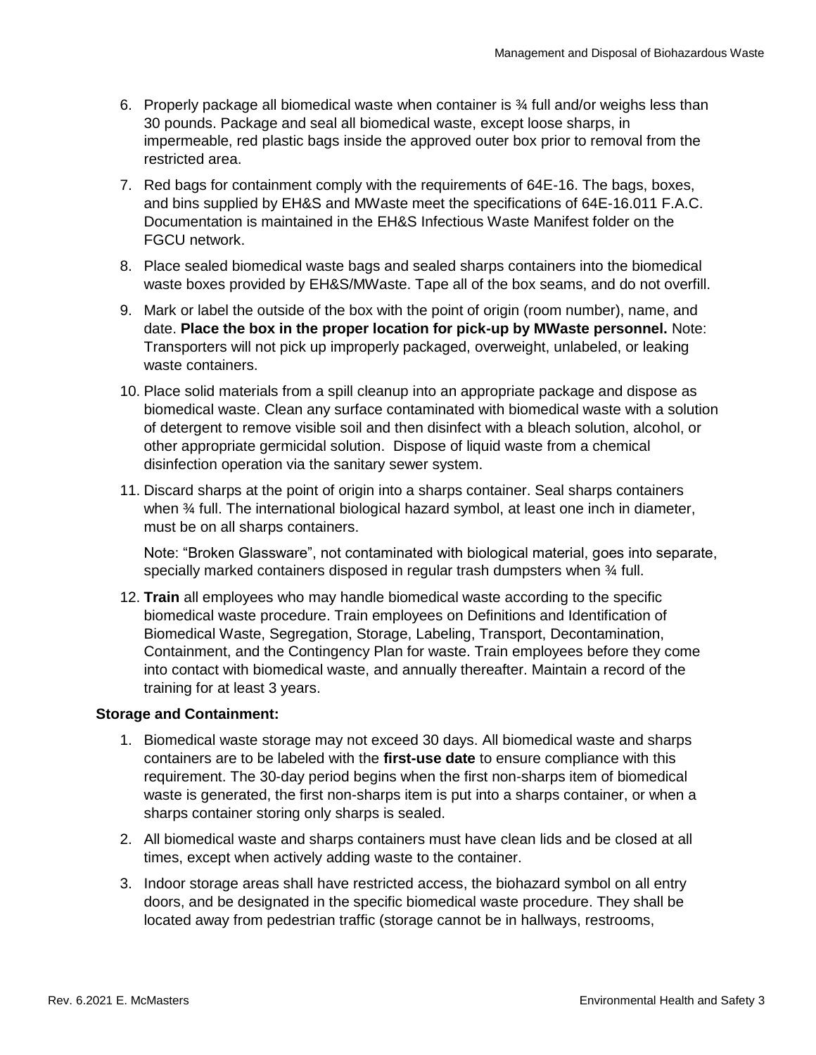6. Properly package all biomedical waste when container is ¾ full and/or weighs less than 30 pounds. Package and seal all biomedical waste, except loose sharps, in impermeable, red plastic bags inside the approved outer box prior to removal from the restricted area.
7. Red bags for containment comply with the requirements of 64E-16. The bags, boxes, and bins supplied by EH&S and MWaste meet the specifications of 64E-16.011 F.A.C. Documentation is maintained in the EH&S Infectious Waste Manifest folder on the FGCU network.
8. Place sealed biomedical waste bags and sealed sharps containers into the biomedical waste boxes provided by EH&S/MWaste. Tape all of the box seams, and do not overfill.
9. Mark or label the outside of the box with the point of origin (room number), name, and date. **Place the box in the proper location for pick-up by MWaste personnel.** Note: Transporters will not pick up improperly packaged, overweight, unlabeled, or leaking waste containers.
10. Place solid materials from a spill cleanup into an appropriate package and dispose as biomedical waste. Clean any surface contaminated with biomedical waste with a solution of detergent to remove visible soil and then disinfect with a bleach solution, alcohol, or other appropriate germicidal solution. Dispose of liquid waste from a chemical disinfection operation via the sanitary sewer system.
11. Discard sharps at the point of origin into a sharps container. Seal sharps containers when ¾ full. The international biological hazard symbol, at least one inch in diameter, must be on all sharps containers.

    Note: "Broken Glassware", not contaminated with biological material, goes into separate, specially marked containers disposed in regular trash dumpsters when ¾ full.
12. **Train** all employees who may handle biomedical waste according to the specific biomedical waste procedure. Train employees on Definitions and Identification of Biomedical Waste, Segregation, Storage, Labeling, Transport, Decontamination, Containment, and the Contingency Plan for waste. Train employees before they come into contact with biomedical waste, and annually thereafter. Maintain a record of the training for at least 3 years.

**Storage and Containment:**

1. Biomedical waste storage may not exceed 30 days. All biomedical waste and sharps containers are to be labeled with the **first-use date** to ensure compliance with this requirement. The 30-day period begins when the first non-sharps item of biomedical waste is generated, the first non-sharps item is put into a sharps container, or when a sharps container storing only sharps is sealed.
2. All biomedical waste and sharps containers must have clean lids and be closed at all times, except when actively adding waste to the container.
3. Indoor storage areas shall have restricted access, the biohazard symbol on all entry doors, and be designated in the specific biomedical waste procedure. They shall be located away from pedestrian traffic (storage cannot be in hallways, restrooms,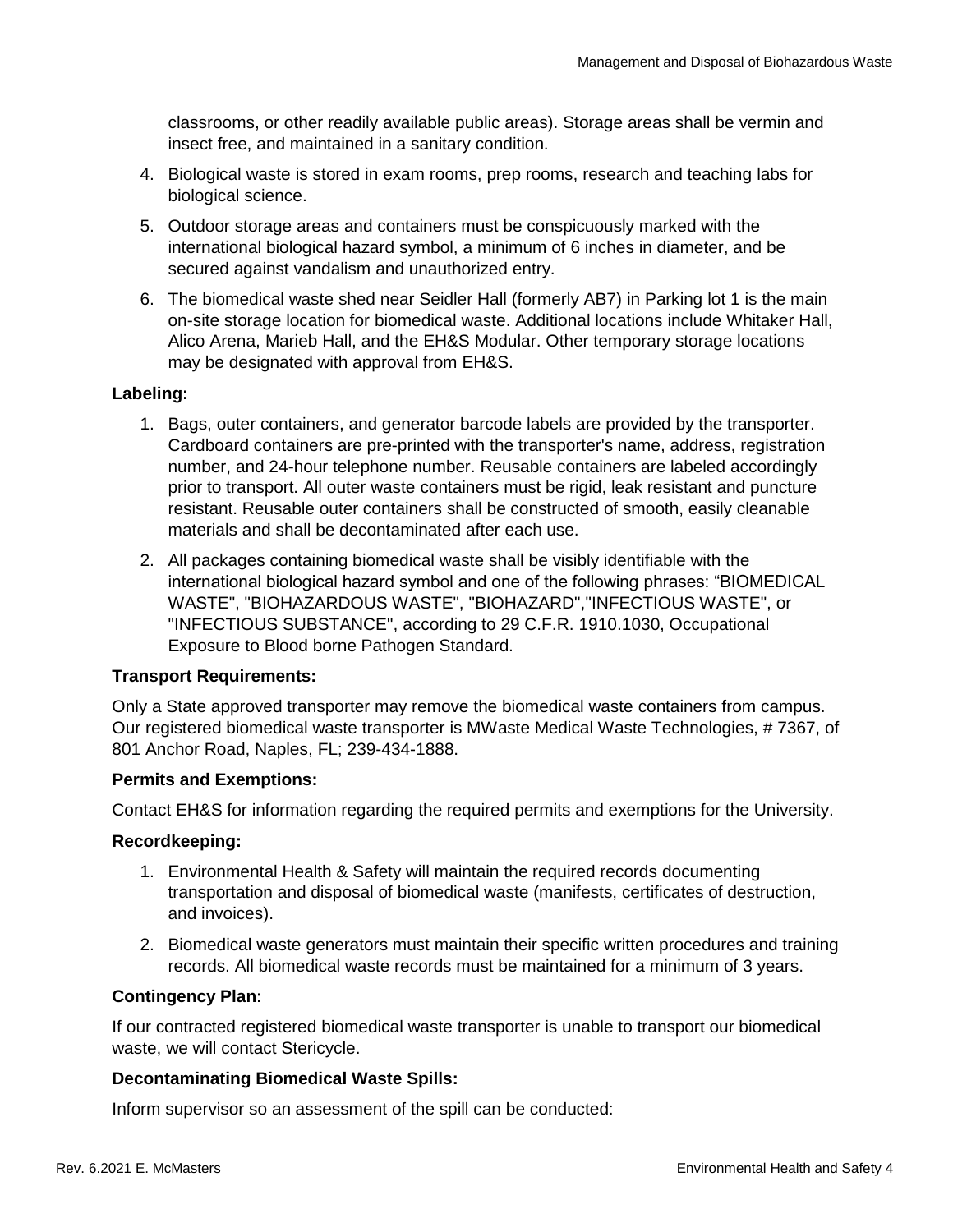classrooms, or other readily available public areas). Storage areas shall be vermin and insect free, and maintained in a sanitary condition.

4. Biological waste is stored in exam rooms, prep rooms, research and teaching labs for biological science.
5. Outdoor storage areas and containers must be conspicuously marked with the international biological hazard symbol, a minimum of 6 inches in diameter, and be secured against vandalism and unauthorized entry.
6. The biomedical waste shed near Seidler Hall (formerly AB7) in Parking lot 1 is the main on-site storage location for biomedical waste. Additional locations include Whitaker Hall, Alico Arena, Marieb Hall, and the EH&S Modular. Other temporary storage locations may be designated with approval from EH&S.

**Labeling:**

1. Bags, outer containers, and generator barcode labels are provided by the transporter. Cardboard containers are pre-printed with the transporter's name, address, registration number, and 24-hour telephone number. Reusable containers are labeled accordingly prior to transport. All outer waste containers must be rigid, leak resistant and puncture resistant. Reusable outer containers shall be constructed of smooth, easily cleanable materials and shall be decontaminated after each use.
2. All packages containing biomedical waste shall be visibly identifiable with the international biological hazard symbol and one of the following phrases: “BIOMEDICAL WASTE", "BIOHAZARDOUS WASTE", "BIOHAZARD","INFECTIOUS WASTE", or "INFECTIOUS SUBSTANCE", according to 29 C.F.R. 1910.1030, Occupational Exposure to Blood borne Pathogen Standard.

**Transport Requirements:**

Only a State approved transporter may remove the biomedical waste containers from campus. Our registered biomedical waste transporter is MWaste Medical Waste Technologies, # 7367, of 801 Anchor Road, Naples, FL; 239-434-1888.

**Permits and Exemptions:**

Contact EH&S for information regarding the required permits and exemptions for the University.

**Recordkeeping:**

1. Environmental Health & Safety will maintain the required records documenting transportation and disposal of biomedical waste (manifests, certificates of destruction, and invoices).
2. Biomedical waste generators must maintain their specific written procedures and training records. All biomedical waste records must be maintained for a minimum of 3 years.

**Contingency Plan:**

If our contracted registered biomedical waste transporter is unable to transport our biomedical waste, we will contact Stericycle.

**Decontaminating Biomedical Waste Spills:**

Inform supervisor so an assessment of the spill can be conducted: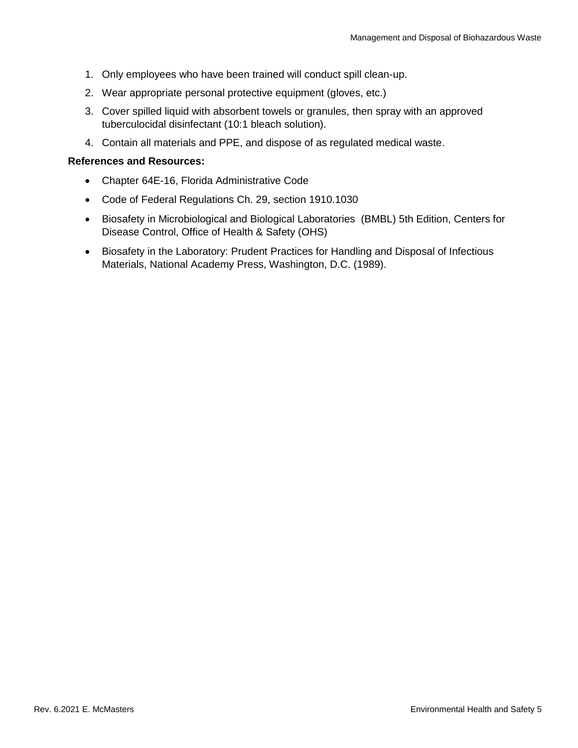1. Only employees who have been trained will conduct spill clean-up.
2. Wear appropriate personal protective equipment (gloves, etc.)
3. Cover spilled liquid with absorbent towels or granules, then spray with an approved tuberculocidal disinfectant (10:1 bleach solution).
4. Contain all materials and PPE, and dispose of as regulated medical waste.

**References and Resources:**

- Chapter 64E-16, Florida Administrative Code
- Code of Federal Regulations Ch. 29, section 1910.1030
- Biosafety in Microbiological and Biological Laboratories (BMBL) 5th Edition, Centers for Disease Control, Office of Health & Safety (OHS)
- Biosafety in the Laboratory: Prudent Practices for Handling and Disposal of Infectious Materials, National Academy Press, Washington, D.C. (1989).